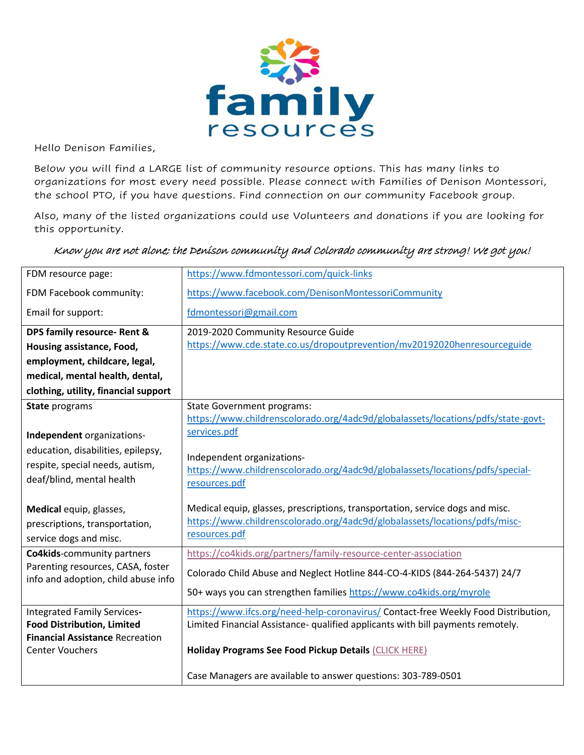# family resources

Hello Denison Families,

Below you will find a LARGE list of community resource options. This has many links to organizations for most every need possible. Please connect with Families of Denison Montessori, the school PTO, if you have questions. Find connection on our community Facebook group.

Also, many of the listed organizations could use Volunteers and donations if you are looking for this opportunity.

*Know you are not alone; the Denison community and Colorado community are strong! We got you!*

| | |
|---|---|
| FDM resource page:<br><br>FDM Facebook community:<br><br>Email for support: | https://www.fdmontessori.com/quick-links<br><br>https://www.facebook.com/DenisonMontessoriCommunity<br><br>fdmontessori@gmail.com |
| **DPS family resource- Rent & Housing assistance, Food, employment, childcare, legal, medical, mental health, dental, clothing, utility, financial support** | 2019-2020 Community Resource Guide<br>https://www.cde.state.co.us/dropoutprevention/mv20192020henresourceguide |
| **State** programs<br><br>**Independent** organizations- education, disabilities, epilepsy, respite, special needs, autism, deaf/blind, mental health<br><br>**Medical** equip, glasses, prescriptions, transportation, service dogs and misc. | State Government programs:<br>https://www.childrenscolorado.org/4adc9d/globalassets/locations/pdfs/state-govt-services.pdf<br><br>Independent organizations-<br>https://www.childrenscolorado.org/4adc9d/globalassets/locations/pdfs/special-resources.pdf<br><br>Medical equip, glasses, prescriptions, transportation, service dogs and misc.<br>https://www.childrenscolorado.org/4adc9d/globalassets/locations/pdfs/misc-resources.pdf |
| **Co4kids**-community partners<br>Parenting resources, CASA, foster info and adoption, child abuse info | https://co4kids.org/partners/family-resource-center-association<br><br>Colorado Child Abuse and Neglect Hotline 844-CO-4-KIDS (844-264-5437) 24/7<br><br>50+ ways you can strengthen families https://www.co4kids.org/myrole |
| Integrated Family Services- **Food Distribution, Limited Financial Assistance** Recreation Center Vouchers | https://www.ifcs.org/need-help-coronavirus/ Contact-free Weekly Food Distribution, Limited Financial Assistance- qualified applicants with bill payments remotely.<br><br>**Holiday Programs See Food Pickup Details** (CLICK HERE)<br><br>Case Managers are available to answer questions: 303-789-0501 |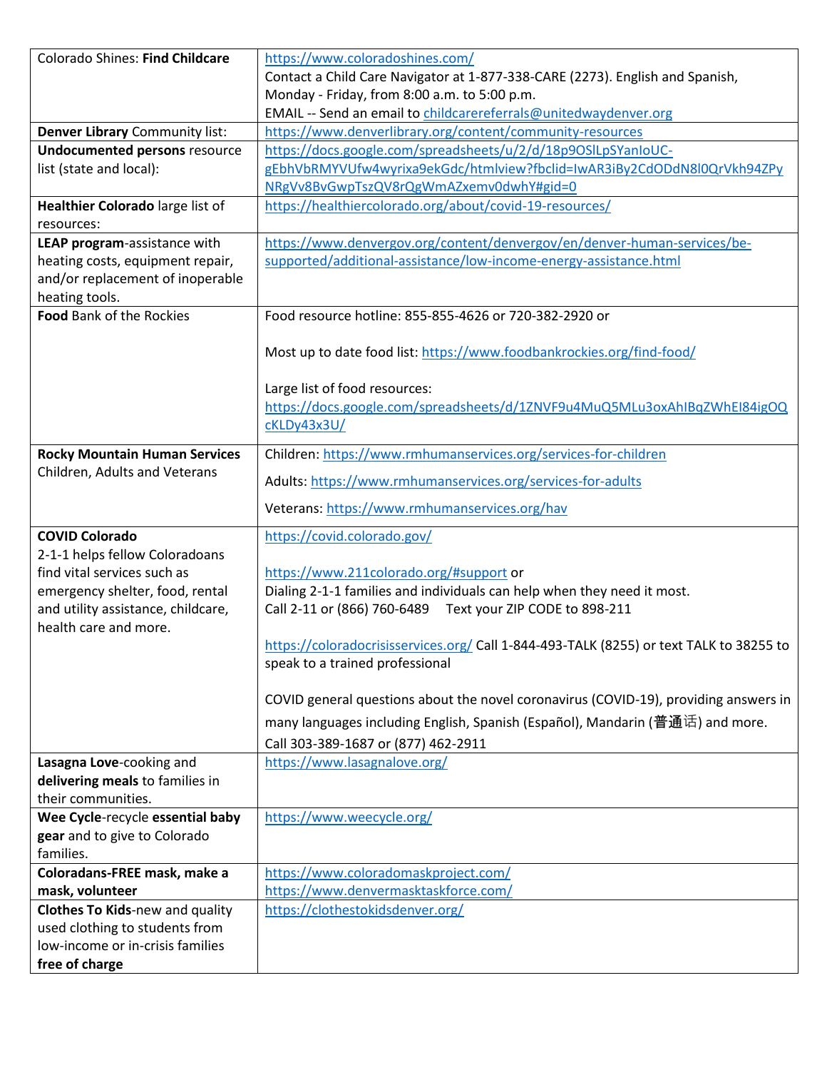| | |
|---|---|
| Colorado Shines: **Find Childcare** | https://www.coloradoshines.com/<br>Contact a Child Care Navigator at 1-877-338-CARE (2273). English and Spanish, Monday - Friday, from 8:00 a.m. to 5:00 p.m.<br>EMAIL -- Send an email to childcarereferrals@unitedwaydenver.org |
| **Denver Library** Community list: | https://www.denverlibrary.org/content/community-resources |
| **Undocumented persons** resource list (state and local): | https://docs.google.com/spreadsheets/u/2/d/18p9OSlLpSYanIoUC-gEbhVbRMYVUfw4wyrixa9ekGdc/htmlview?fbclid=IwAR3iBy2CdODdN8l0QrVkh94ZPyNRgVv8BvGwpTszQV8rQgWmAZxemv0dwhY#gid=0 |
| **Healthier Colorado** large list of resources: | https://healthiercolorado.org/about/covid-19-resources/ |
| **LEAP program**-assistance with heating costs, equipment repair, and/or replacement of inoperable heating tools. | https://www.denvergov.org/content/denvergov/en/denver-human-services/be-supported/additional-assistance/low-income-energy-assistance.html |
| **Food** Bank of the Rockies | Food resource hotline: 855-855-4626 or 720-382-2920 or<br><br>Most up to date food list: https://www.foodbankrockies.org/find-food/<br><br>Large list of food resources: https://docs.google.com/spreadsheets/d/1ZNVF9u4MuQ5MLu3oxAhIBqZWhEI84igOQcKLDy43x3U/ |
| **Rocky Mountain Human Services** Children, Adults and Veterans | Children: https://www.rmhumanservices.org/services-for-children<br><br>Adults: https://www.rmhumanservices.org/services-for-adults<br><br>Veterans: https://www.rmhumanservices.org/hav |
| **COVID Colorado**<br>2-1-1 helps fellow Coloradoans find vital services such as emergency shelter, food, rental and utility assistance, childcare, health care and more. | https://covid.colorado.gov/<br><br>https://www.211colorado.org/#support or<br>Dialing 2-1-1 families and individuals can help when they need it most.<br>Call 2-11 or (866) 760-6489 Text your ZIP CODE to 898-211<br><br>https://coloradocrisisservices.org/ Call 1-844-493-TALK (8255) or text TALK to 38255 to speak to a trained professional<br><br>COVID general questions about the novel coronavirus (COVID-19), providing answers in many languages including English, Spanish (Español), Mandarin (普通话) and more. Call 303-389-1687 or (877) 462-2911 |
| **Lasagna Love**-cooking and **delivering meals** to families in their communities. | https://www.lasagnalove.org/ |
| **Wee Cycle**-recycle **essential baby gear** and to give to Colorado families. | https://www.weecycle.org/ |
| **Coloradans-FREE mask, make a mask, volunteer** | https://www.coloradomaskproject.com/<br>https://www.denvermasktaskforce.com/ |
| **Clothes To Kids**-new and quality used clothing to students from low-income or in-crisis families **free of charge** | https://clothestokidsdenver.org/ |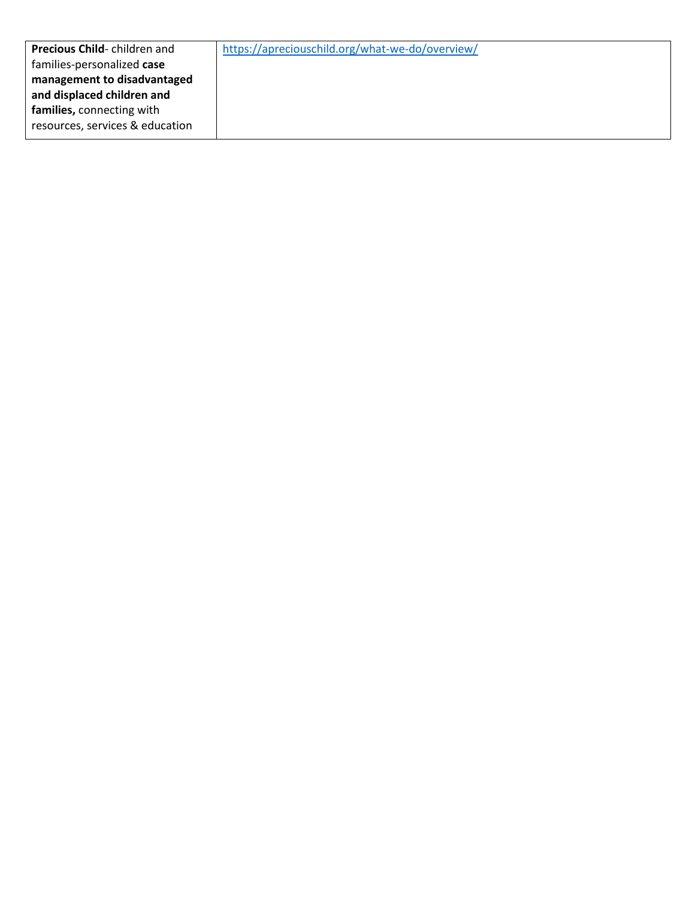| | |
|---|---|
| **Precious Child**- children and families-personalized **case management to disadvantaged and displaced children and families,** connecting with resources, services & education | https://apreciouschild.org/what-we-do/overview/ |